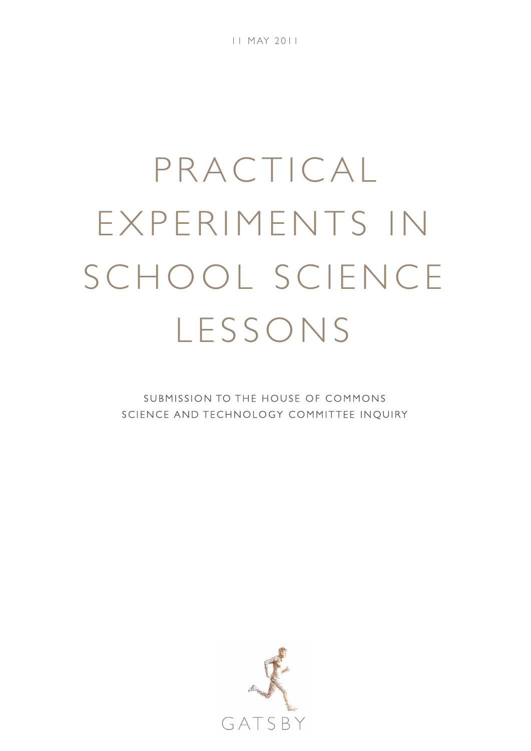11 MAY 2011

# PRACTICAL EXPERIMENTS IN SCHOOL SCIENCE LESSONS

SUBMISSION TO THE HOUSE OF COMMONS
SCIENCE AND TECHNOLOGY COMMITTEE INQUIRY

GATSBY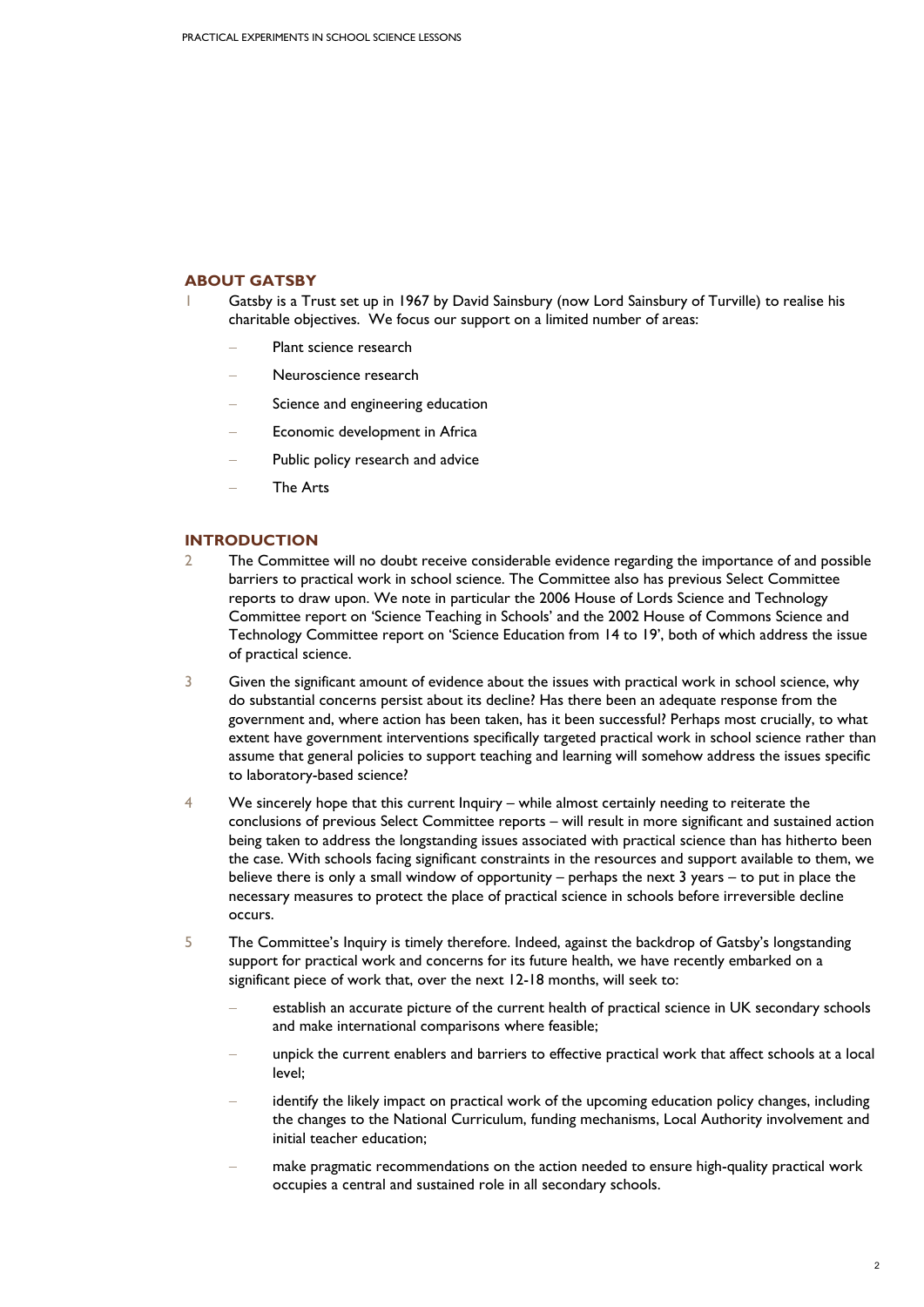## ABOUT GATSBY

1 Gatsby is a Trust set up in 1967 by David Sainsbury (now Lord Sainsbury of Turville) to realise his charitable objectives. We focus our support on a limited number of areas:

- Plant science research
- Neuroscience research
- Science and engineering education
- Economic development in Africa
- Public policy research and advice
- The Arts

## INTRODUCTION

2 The Committee will no doubt receive considerable evidence regarding the importance of and possible barriers to practical work in school science. The Committee also has previous Select Committee reports to draw upon. We note in particular the 2006 House of Lords Science and Technology Committee report on 'Science Teaching in Schools' and the 2002 House of Commons Science and Technology Committee report on 'Science Education from 14 to 19', both of which address the issue of practical science.

3 Given the significant amount of evidence about the issues with practical work in school science, why do substantial concerns persist about its decline? Has there been an adequate response from the government and, where action has been taken, has it been successful? Perhaps most crucially, to what extent have government interventions specifically targeted practical work in school science rather than assume that general policies to support teaching and learning will somehow address the issues specific to laboratory-based science?

4 We sincerely hope that this current Inquiry – while almost certainly needing to reiterate the conclusions of previous Select Committee reports – will result in more significant and sustained action being taken to address the longstanding issues associated with practical science than has hitherto been the case. With schools facing significant constraints in the resources and support available to them, we believe there is only a small window of opportunity – perhaps the next 3 years – to put in place the necessary measures to protect the place of practical science in schools before irreversible decline occurs.

5 The Committee's Inquiry is timely therefore. Indeed, against the backdrop of Gatsby's longstanding support for practical work and concerns for its future health, we have recently embarked on a significant piece of work that, over the next 12-18 months, will seek to:

- establish an accurate picture of the current health of practical science in UK secondary schools and make international comparisons where feasible;
- unpick the current enablers and barriers to effective practical work that affect schools at a local level;
- identify the likely impact on practical work of the upcoming education policy changes, including the changes to the National Curriculum, funding mechanisms, Local Authority involvement and initial teacher education;
- make pragmatic recommendations on the action needed to ensure high-quality practical work occupies a central and sustained role in all secondary schools.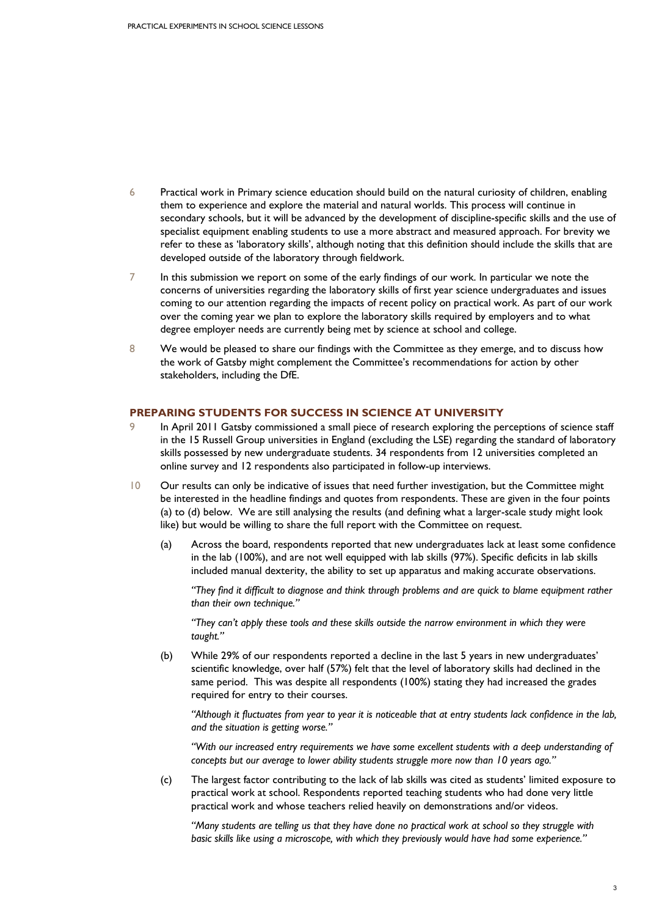6 Practical work in Primary science education should build on the natural curiosity of children, enabling them to experience and explore the material and natural worlds. This process will continue in secondary schools, but it will be advanced by the development of discipline-specific skills and the use of specialist equipment enabling students to use a more abstract and measured approach. For brevity we refer to these as 'laboratory skills', although noting that this definition should include the skills that are developed outside of the laboratory through fieldwork.

7 In this submission we report on some of the early findings of our work. In particular we note the concerns of universities regarding the laboratory skills of first year science undergraduates and issues coming to our attention regarding the impacts of recent policy on practical work. As part of our work over the coming year we plan to explore the laboratory skills required by employers and to what degree employer needs are currently being met by science at school and college.

8 We would be pleased to share our findings with the Committee as they emerge, and to discuss how the work of Gatsby might complement the Committee's recommendations for action by other stakeholders, including the DfE.

## PREPARING STUDENTS FOR SUCCESS IN SCIENCE AT UNIVERSITY

9 In April 2011 Gatsby commissioned a small piece of research exploring the perceptions of science staff in the 15 Russell Group universities in England (excluding the LSE) regarding the standard of laboratory skills possessed by new undergraduate students. 34 respondents from 12 universities completed an online survey and 12 respondents also participated in follow-up interviews.

10 Our results can only be indicative of issues that need further investigation, but the Committee might be interested in the headline findings and quotes from respondents. These are given in the four points (a) to (d) below. We are still analysing the results (and defining what a larger-scale study might look like) but would be willing to share the full report with the Committee on request.

(a) Across the board, respondents reported that new undergraduates lack at least some confidence in the lab (100%), and are not well equipped with lab skills (97%). Specific deficits in lab skills included manual dexterity, the ability to set up apparatus and making accurate observations.

*"They find it difficult to diagnose and think through problems and are quick to blame equipment rather than their own technique."*

*"They can't apply these tools and these skills outside the narrow environment in which they were taught."*

(b) While 29% of our respondents reported a decline in the last 5 years in new undergraduates' scientific knowledge, over half (57%) felt that the level of laboratory skills had declined in the same period. This was despite all respondents (100%) stating they had increased the grades required for entry to their courses.

*"Although it fluctuates from year to year it is noticeable that at entry students lack confidence in the lab, and the situation is getting worse."*

*"With our increased entry requirements we have some excellent students with a deep understanding of concepts but our average to lower ability students struggle more now than 10 years ago."*

(c) The largest factor contributing to the lack of lab skills was cited as students' limited exposure to practical work at school. Respondents reported teaching students who had done very little practical work and whose teachers relied heavily on demonstrations and/or videos.

*"Many students are telling us that they have done no practical work at school so they struggle with basic skills like using a microscope, with which they previously would have had some experience."*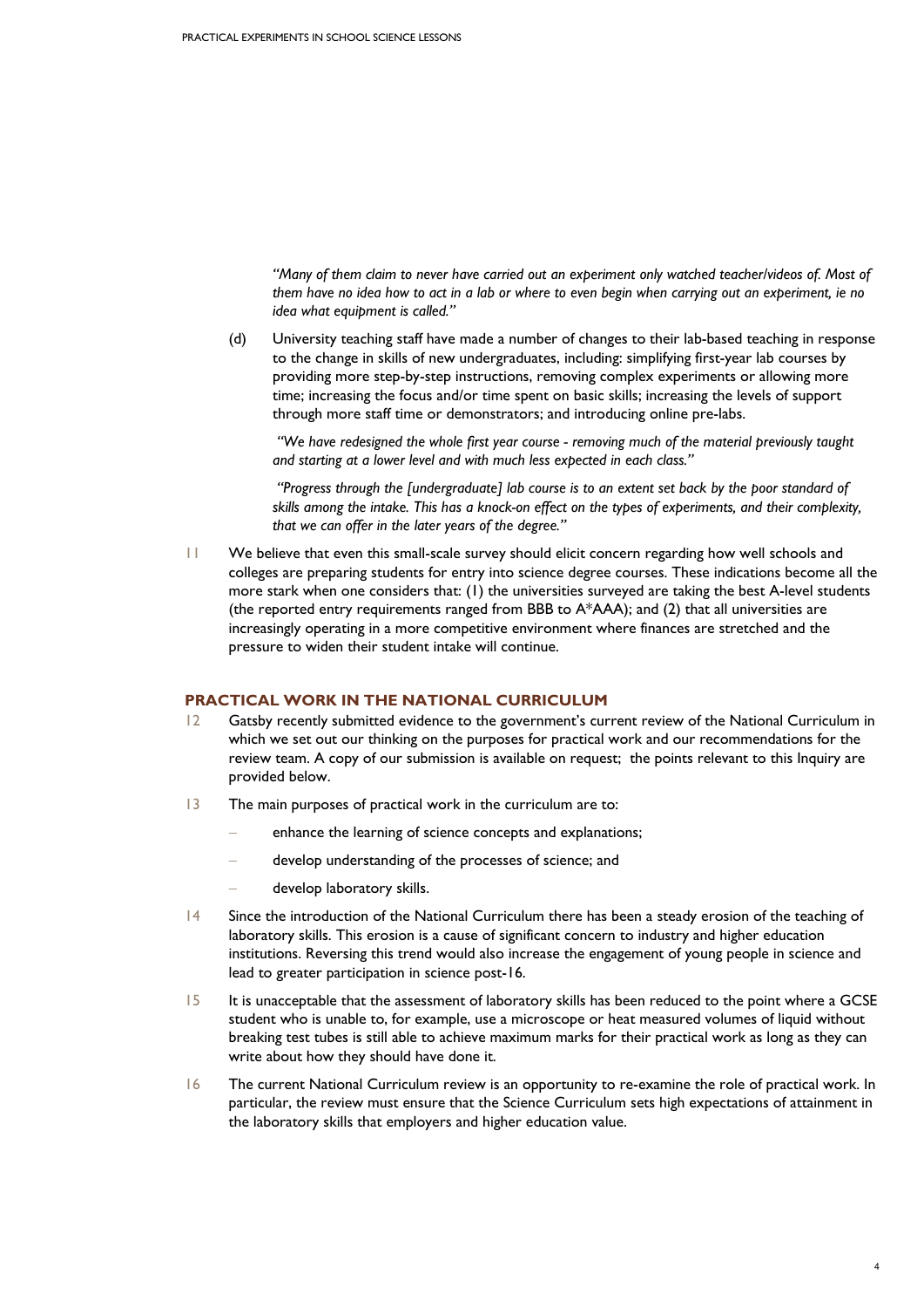*"Many of them claim to never have carried out an experiment only watched teacher/videos of. Most of them have no idea how to act in a lab or where to even begin when carrying out an experiment, ie no idea what equipment is called."*

(d) University teaching staff have made a number of changes to their lab-based teaching in response to the change in skills of new undergraduates, including: simplifying first-year lab courses by providing more step-by-step instructions, removing complex experiments or allowing more time; increasing the focus and/or time spent on basic skills; increasing the levels of support through more staff time or demonstrators; and introducing online pre-labs.

*"We have redesigned the whole first year course - removing much of the material previously taught and starting at a lower level and with much less expected in each class."*

*"Progress through the [undergraduate] lab course is to an extent set back by the poor standard of skills among the intake. This has a knock-on effect on the types of experiments, and their complexity, that we can offer in the later years of the degree."*

11 We believe that even this small-scale survey should elicit concern regarding how well schools and colleges are preparing students for entry into science degree courses. These indications become all the more stark when one considers that: (1) the universities surveyed are taking the best A-level students (the reported entry requirements ranged from BBB to A*AAA); and (2) that all universities are increasingly operating in a more competitive environment where finances are stretched and the pressure to widen their student intake will continue.

## PRACTICAL WORK IN THE NATIONAL CURRICULUM

12 Gatsby recently submitted evidence to the government's current review of the National Curriculum in which we set out our thinking on the purposes for practical work and our recommendations for the review team. A copy of our submission is available on request; the points relevant to this Inquiry are provided below.

13 The main purposes of practical work in the curriculum are to:

- enhance the learning of science concepts and explanations;
- develop understanding of the processes of science; and
- develop laboratory skills.

14 Since the introduction of the National Curriculum there has been a steady erosion of the teaching of laboratory skills. This erosion is a cause of significant concern to industry and higher education institutions. Reversing this trend would also increase the engagement of young people in science and lead to greater participation in science post-16.

15 It is unacceptable that the assessment of laboratory skills has been reduced to the point where a GCSE student who is unable to, for example, use a microscope or heat measured volumes of liquid without breaking test tubes is still able to achieve maximum marks for their practical work as long as they can write about how they should have done it.

16 The current National Curriculum review is an opportunity to re-examine the role of practical work. In particular, the review must ensure that the Science Curriculum sets high expectations of attainment in the laboratory skills that employers and higher education value.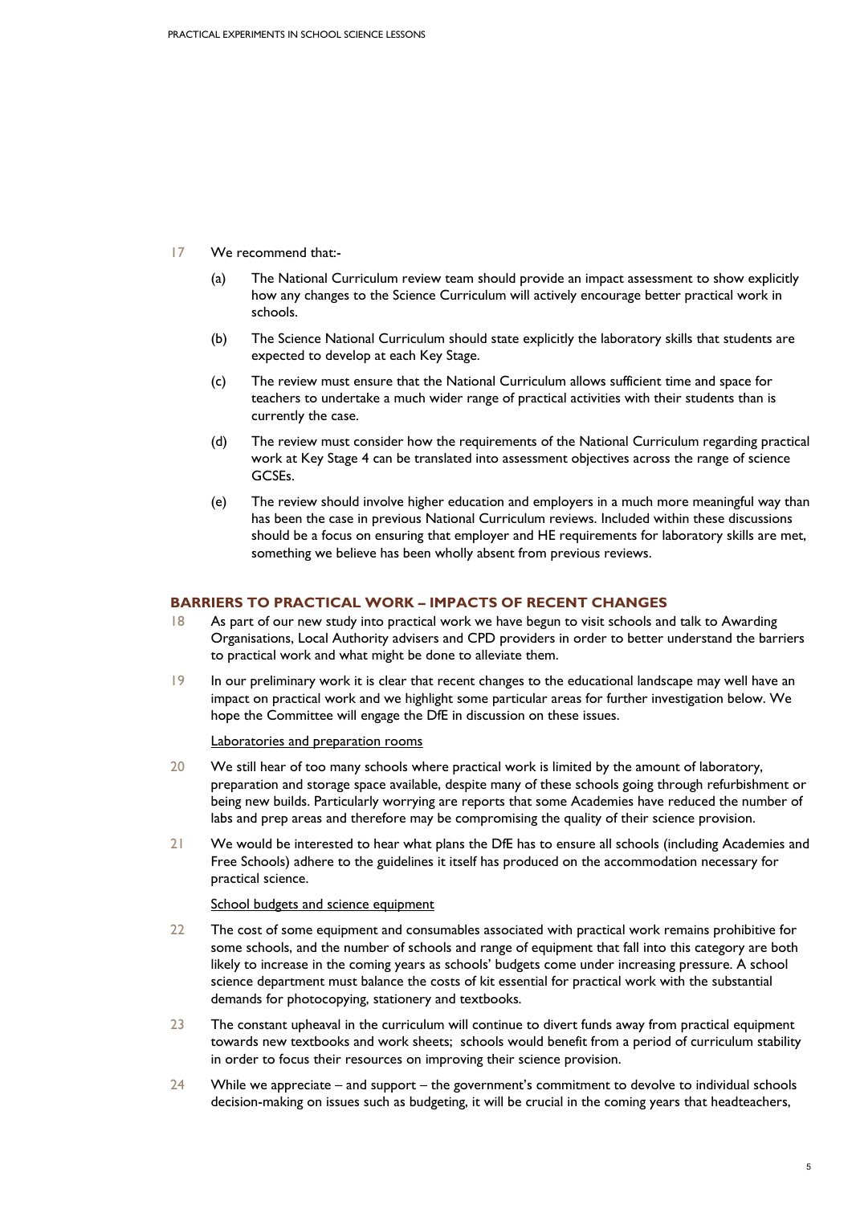17 We recommend that:-

(a) The National Curriculum review team should provide an impact assessment to show explicitly how any changes to the Science Curriculum will actively encourage better practical work in schools.

(b) The Science National Curriculum should state explicitly the laboratory skills that students are expected to develop at each Key Stage.

(c) The review must ensure that the National Curriculum allows sufficient time and space for teachers to undertake a much wider range of practical activities with their students than is currently the case.

(d) The review must consider how the requirements of the National Curriculum regarding practical work at Key Stage 4 can be translated into assessment objectives across the range of science GCSEs.

(e) The review should involve higher education and employers in a much more meaningful way than has been the case in previous National Curriculum reviews. Included within these discussions should be a focus on ensuring that employer and HE requirements for laboratory skills are met, something we believe has been wholly absent from previous reviews.

## BARRIERS TO PRACTICAL WORK – IMPACTS OF RECENT CHANGES

18 As part of our new study into practical work we have begun to visit schools and talk to Awarding Organisations, Local Authority advisers and CPD providers in order to better understand the barriers to practical work and what might be done to alleviate them.

19 In our preliminary work it is clear that recent changes to the educational landscape may well have an impact on practical work and we highlight some particular areas for further investigation below. We hope the Committee will engage the DfE in discussion on these issues.

<u>Laboratories and preparation rooms</u>

20 We still hear of too many schools where practical work is limited by the amount of laboratory, preparation and storage space available, despite many of these schools going through refurbishment or being new builds. Particularly worrying are reports that some Academies have reduced the number of labs and prep areas and therefore may be compromising the quality of their science provision.

21 We would be interested to hear what plans the DfE has to ensure all schools (including Academies and Free Schools) adhere to the guidelines it itself has produced on the accommodation necessary for practical science.

<u>School budgets and science equipment</u>

22 The cost of some equipment and consumables associated with practical work remains prohibitive for some schools, and the number of schools and range of equipment that fall into this category are both likely to increase in the coming years as schools' budgets come under increasing pressure. A school science department must balance the costs of kit essential for practical work with the substantial demands for photocopying, stationery and textbooks.

23 The constant upheaval in the curriculum will continue to divert funds away from practical equipment towards new textbooks and work sheets; schools would benefit from a period of curriculum stability in order to focus their resources on improving their science provision.

24 While we appreciate – and support – the government's commitment to devolve to individual schools decision-making on issues such as budgeting, it will be crucial in the coming years that headteachers,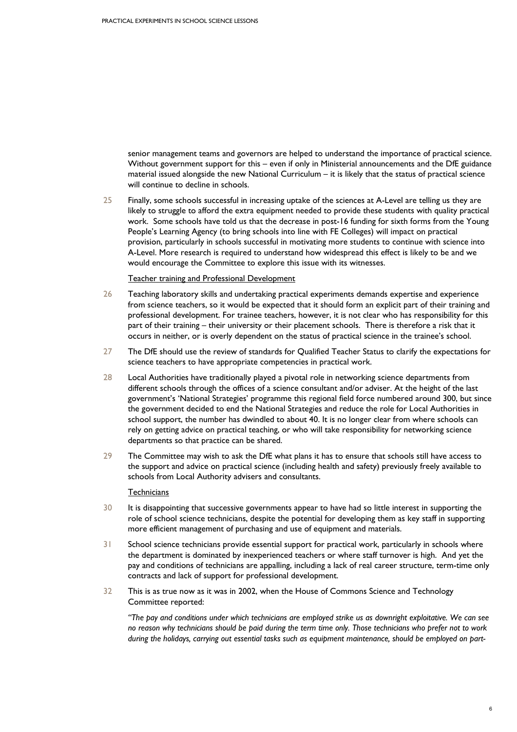senior management teams and governors are helped to understand the importance of practical science. Without government support for this – even if only in Ministerial announcements and the DfE guidance material issued alongside the new National Curriculum – it is likely that the status of practical science will continue to decline in schools.

25 Finally, some schools successful in increasing uptake of the sciences at A-Level are telling us they are likely to struggle to afford the extra equipment needed to provide these students with quality practical work. Some schools have told us that the decrease in post-16 funding for sixth forms from the Young People's Learning Agency (to bring schools into line with FE Colleges) will impact on practical provision, particularly in schools successful in motivating more students to continue with science into A-Level. More research is required to understand how widespread this effect is likely to be and we would encourage the Committee to explore this issue with its witnesses.

Teacher training and Professional Development

26 Teaching laboratory skills and undertaking practical experiments demands expertise and experience from science teachers, so it would be expected that it should form an explicit part of their training and professional development. For trainee teachers, however, it is not clear who has responsibility for this part of their training – their university or their placement schools. There is therefore a risk that it occurs in neither, or is overly dependent on the status of practical science in the trainee's school.

27 The DfE should use the review of standards for Qualified Teacher Status to clarify the expectations for science teachers to have appropriate competencies in practical work.

28 Local Authorities have traditionally played a pivotal role in networking science departments from different schools through the offices of a science consultant and/or adviser. At the height of the last government's 'National Strategies' programme this regional field force numbered around 300, but since the government decided to end the National Strategies and reduce the role for Local Authorities in school support, the number has dwindled to about 40. It is no longer clear from where schools can rely on getting advice on practical teaching, or who will take responsibility for networking science departments so that practice can be shared.

29 The Committee may wish to ask the DfE what plans it has to ensure that schools still have access to the support and advice on practical science (including health and safety) previously freely available to schools from Local Authority advisers and consultants.

Technicians

30 It is disappointing that successive governments appear to have had so little interest in supporting the role of school science technicians, despite the potential for developing them as key staff in supporting more efficient management of purchasing and use of equipment and materials.

31 School science technicians provide essential support for practical work, particularly in schools where the department is dominated by inexperienced teachers or where staff turnover is high. And yet the pay and conditions of technicians are appalling, including a lack of real career structure, term-time only contracts and lack of support for professional development.

32 This is as true now as it was in 2002, when the House of Commons Science and Technology Committee reported:

*"The pay and conditions under which technicians are employed strike us as downright exploitative. We can see no reason why technicians should be paid during the term time only. Those technicians who prefer not to work during the holidays, carrying out essential tasks such as equipment maintenance, should be employed on part-*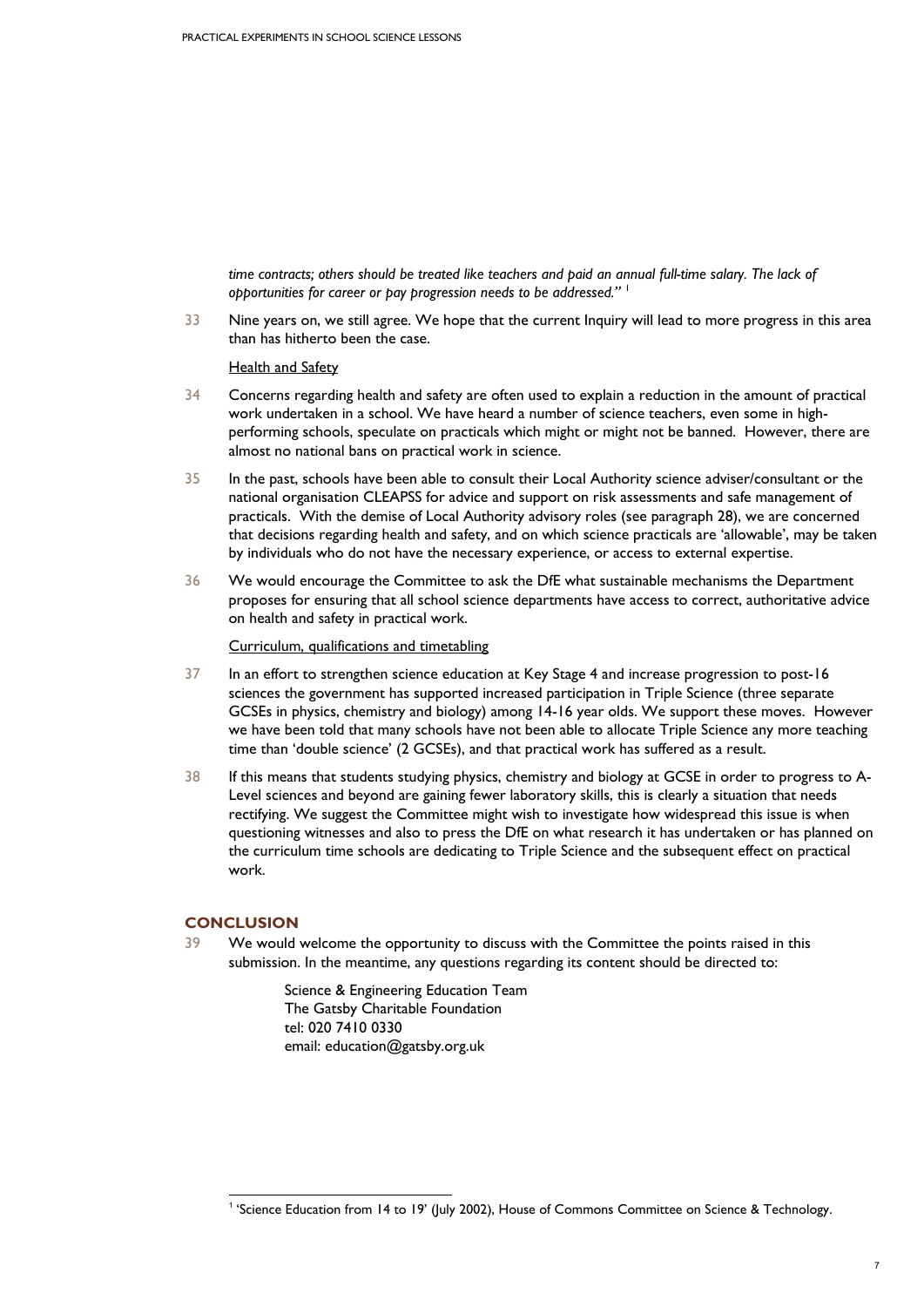*time contracts; others should be treated like teachers and paid an annual full-time salary. The lack of opportunities for career or pay progression needs to be addressed."* [1]

33 Nine years on, we still agree. We hope that the current Inquiry will lead to more progress in this area than has hitherto been the case.

Health and Safety

34 Concerns regarding health and safety are often used to explain a reduction in the amount of practical work undertaken in a school. We have heard a number of science teachers, even some in high-performing schools, speculate on practicals which might or might not be banned. However, there are almost no national bans on practical work in science.

35 In the past, schools have been able to consult their Local Authority science adviser/consultant or the national organisation CLEAPSS for advice and support on risk assessments and safe management of practicals. With the demise of Local Authority advisory roles (see paragraph 28), we are concerned that decisions regarding health and safety, and on which science practicals are 'allowable', may be taken by individuals who do not have the necessary experience, or access to external expertise.

36 We would encourage the Committee to ask the DfE what sustainable mechanisms the Department proposes for ensuring that all school science departments have access to correct, authoritative advice on health and safety in practical work.

Curriculum, qualifications and timetabling

37 In an effort to strengthen science education at Key Stage 4 and increase progression to post-16 sciences the government has supported increased participation in Triple Science (three separate GCSEs in physics, chemistry and biology) among 14-16 year olds. We support these moves. However we have been told that many schools have not been able to allocate Triple Science any more teaching time than 'double science' (2 GCSEs), and that practical work has suffered as a result.

38 If this means that students studying physics, chemistry and biology at GCSE in order to progress to A-Level sciences and beyond are gaining fewer laboratory skills, this is clearly a situation that needs rectifying. We suggest the Committee might wish to investigate how widespread this issue is when questioning witnesses and also to press the DfE on what research it has undertaken or has planned on the curriculum time schools are dedicating to Triple Science and the subsequent effect on practical work.

## CONCLUSION

39 We would welcome the opportunity to discuss with the Committee the points raised in this submission. In the meantime, any questions regarding its content should be directed to:

Science & Engineering Education Team
The Gatsby Charitable Foundation
tel: 020 7410 0330
email: education@gatsby.org.uk

[1] 'Science Education from 14 to 19' (July 2002), House of Commons Committee on Science & Technology.